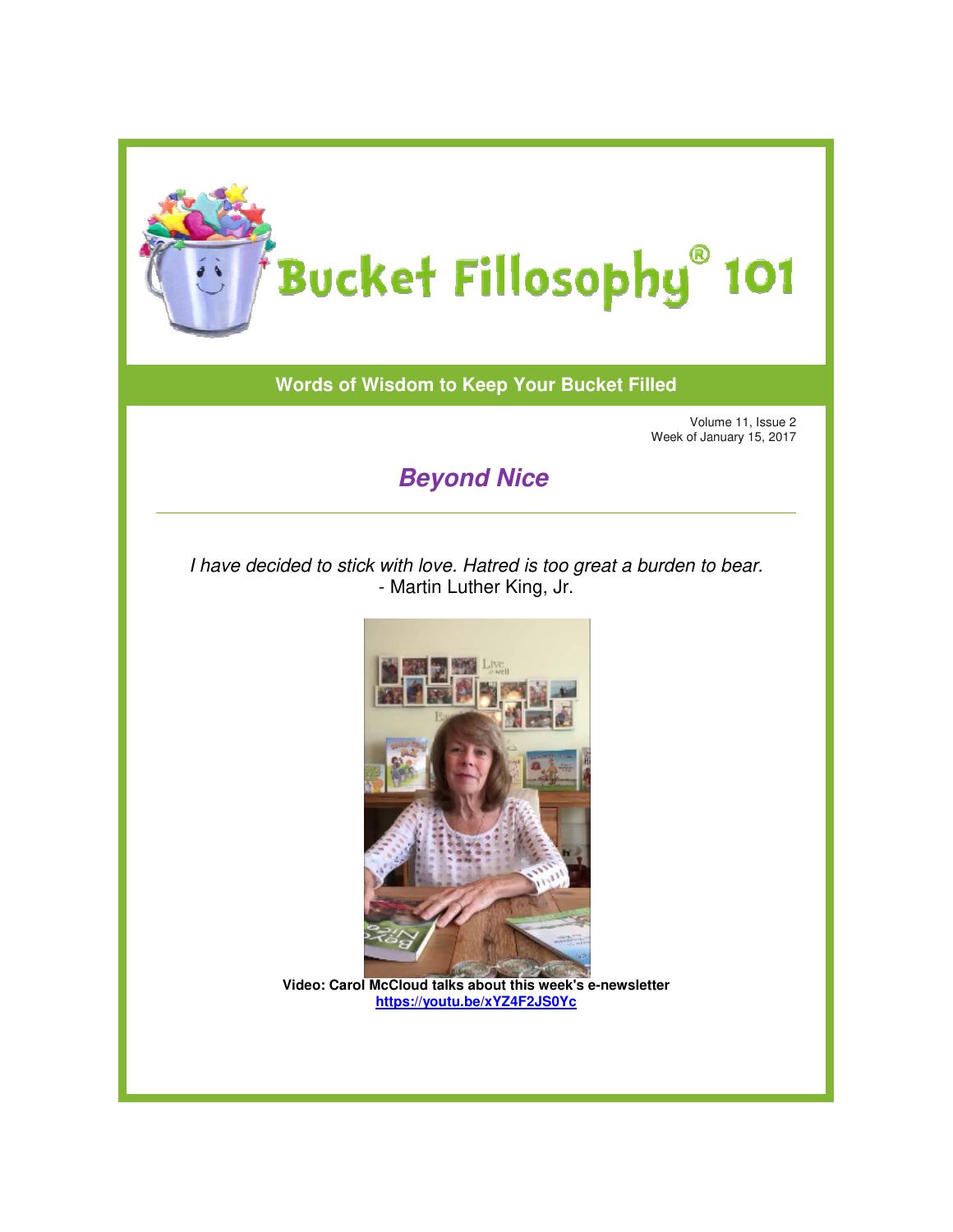# Bucket Fillosophy® 101

**Words of Wisdom to Keep Your Bucket Filled**

Volume 11, Issue 2
Week of January 15, 2017

## *Beyond Nice*

---

*I have decided to stick with love. Hatred is too great a burden to bear.*
- Martin Luther King, Jr.

**Video: Carol McCloud talks about this week's e-newsletter**
**https://youtu.be/xYZ4F2JS0Yc**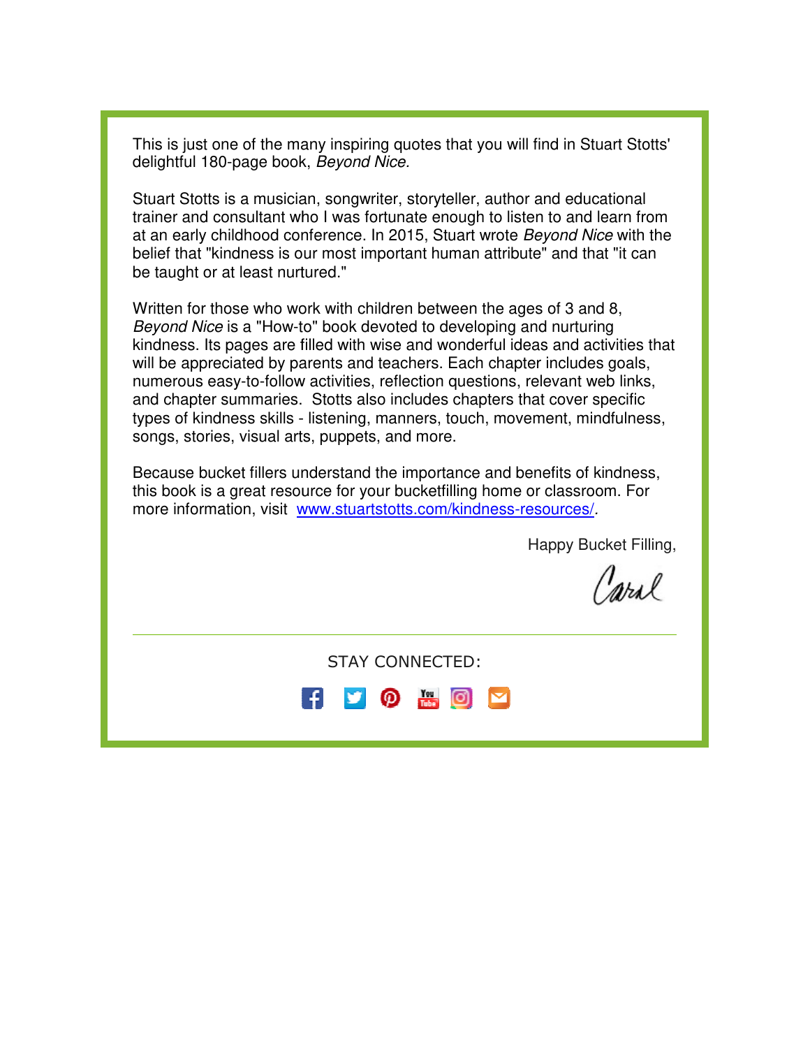This is just one of the many inspiring quotes that you will find in Stuart Stotts' delightful 180-page book, *Beyond Nice.*

Stuart Stotts is a musician, songwriter, storyteller, author and educational trainer and consultant who I was fortunate enough to listen to and learn from at an early childhood conference. In 2015, Stuart wrote *Beyond Nice* with the belief that "kindness is our most important human attribute" and that "it can be taught or at least nurtured."

Written for those who work with children between the ages of 3 and 8, *Beyond Nice* is a "How-to" book devoted to developing and nurturing kindness. Its pages are filled with wise and wonderful ideas and activities that will be appreciated by parents and teachers. Each chapter includes goals, numerous easy-to-follow activities, reflection questions, relevant web links, and chapter summaries. Stotts also includes chapters that cover specific types of kindness skills - listening, manners, touch, movement, mindfulness, songs, stories, visual arts, puppets, and more.

Because bucket fillers understand the importance and benefits of kindness, this book is a great resource for your bucketfilling home or classroom. For more information, visit [www.stuartstotts.com/kindness-resources/](http://www.stuartstotts.com/kindness-resources/).

Happy Bucket Filling,

Carol

---

STAY CONNECTED: